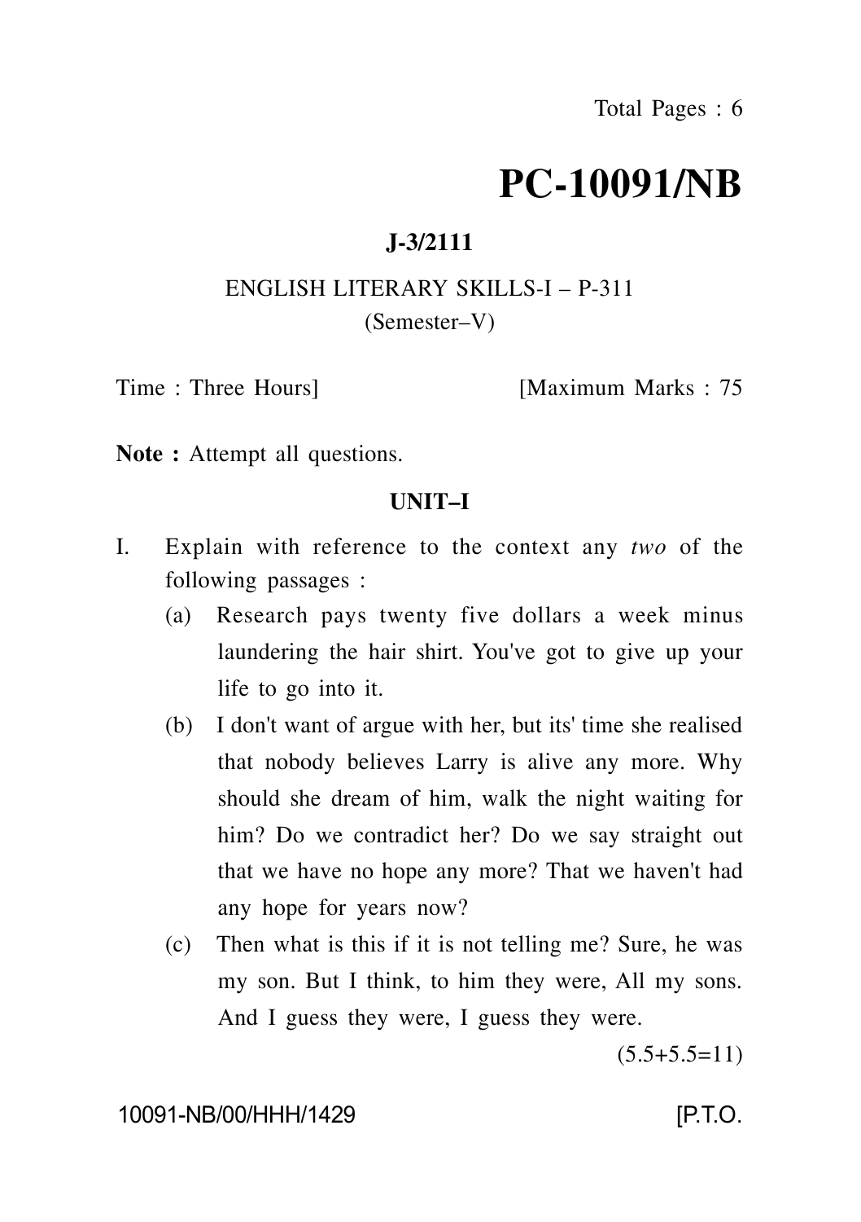Total Pages : 6

# PC-10091/NB

**J-3/2111**

ENGLISH LITERARY SKILLS-I – P-311

(Semester–V)

Time : Three Hours] [Maximum Marks : 75

**Note :** Attempt all questions.

## UNIT–I

I. Explain with reference to the context any *two* of the following passages :

(a) Research pays twenty five dollars a week minus laundering the hair shirt. You've got to give up your life to go into it.

(b) I don't want of argue with her, but its' time she realised that nobody believes Larry is alive any more. Why should she dream of him, walk the night waiting for him? Do we contradict her? Do we say straight out that we have no hope any more? That we haven't had any hope for years now?

(c) Then what is this if it is not telling me? Sure, he was my son. But I think, to him they were, All my sons. And I guess they were, I guess they were.

(5.5+5.5=11)

10091-NB/00/HHH/1429 [P.T.O.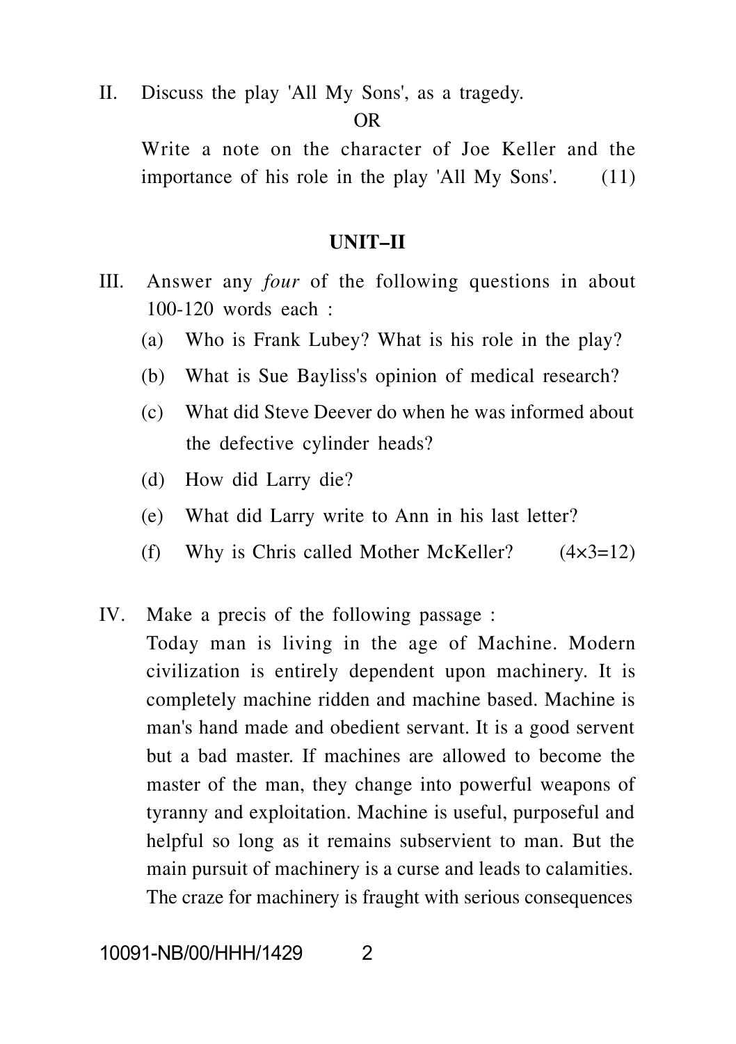II. Discuss the play 'All My Sons', as a tragedy.

OR

Write a note on the character of Joe Keller and the importance of his role in the play 'All My Sons'. (11)

## UNIT–II

III. Answer any *four* of the following questions in about 100-120 words each :

(a) Who is Frank Lubey? What is his role in the play?

(b) What is Sue Bayliss's opinion of medical research?

(c) What did Steve Deever do when he was informed about the defective cylinder heads?

(d) How did Larry die?

(e) What did Larry write to Ann in his last letter?

(f) Why is Chris called Mother McKeller? (4×3=12)

IV. Make a precis of the following passage :

Today man is living in the age of Machine. Modern civilization is entirely dependent upon machinery. It is completely machine ridden and machine based. Machine is man's hand made and obedient servant. It is a good servent but a bad master. If machines are allowed to become the master of the man, they change into powerful weapons of tyranny and exploitation. Machine is useful, purposeful and helpful so long as it remains subservient to man. But the main pursuit of machinery is a curse and leads to calamities. The craze for machinery is fraught with serious consequences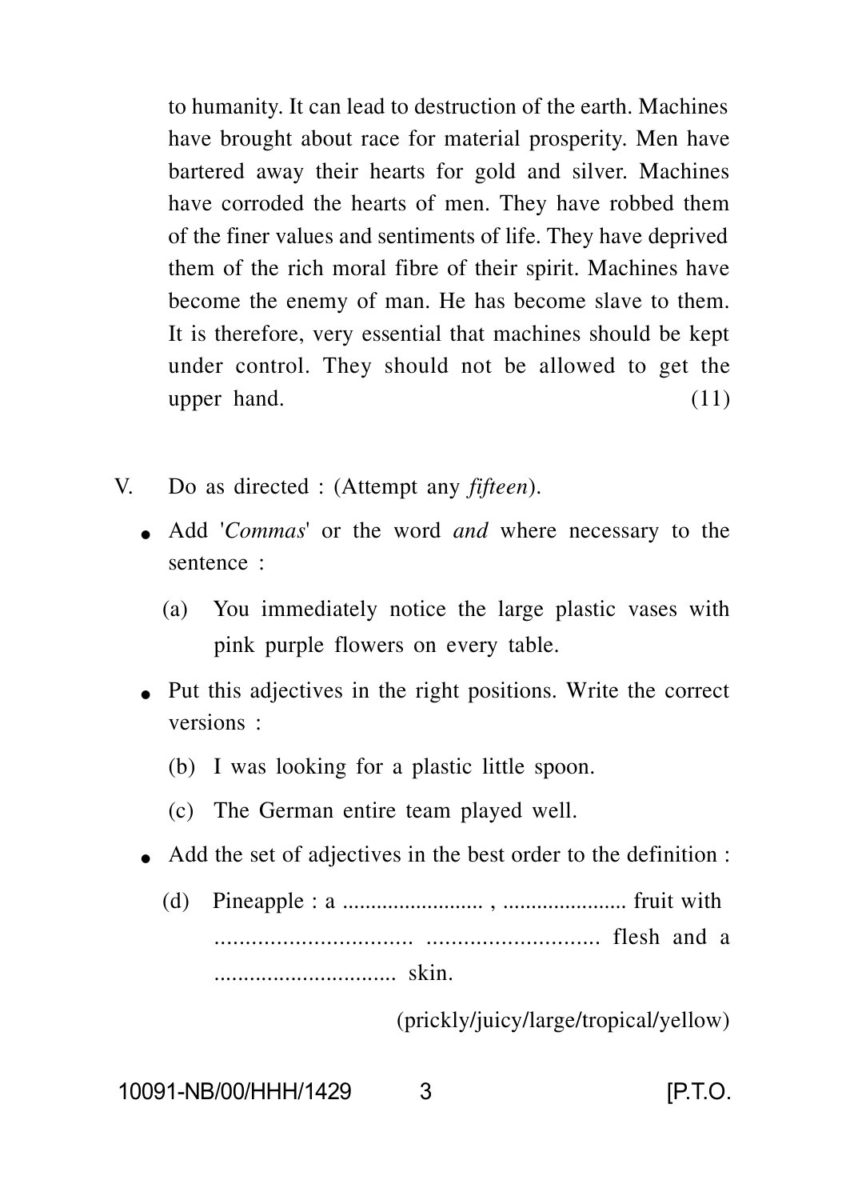to humanity. It can lead to destruction of the earth. Machines have brought about race for material prosperity. Men have bartered away their hearts for gold and silver. Machines have corroded the hearts of men. They have robbed them of the finer values and sentiments of life. They have deprived them of the rich moral fibre of their spirit. Machines have become the enemy of man. He has become slave to them. It is therefore, very essential that machines should be kept under control. They should not be allowed to get the upper hand. (11)

V. Do as directed : (Attempt any *fifteen*).

- Add '*Commas*' or the word *and* where necessary to the sentence :

  (a) You immediately notice the large plastic vases with pink purple flowers on every table.

- Put this adjectives in the right positions. Write the correct versions :

  (b) I was looking for a plastic little spoon.

  (c) The German entire team played well.

- Add the set of adjectives in the best order to the definition :

  (d) Pineapple : a ........................ , ...................... fruit with ................................ ............................ flesh and a ............................... skin.

  (prickly/juicy/large/tropical/yellow)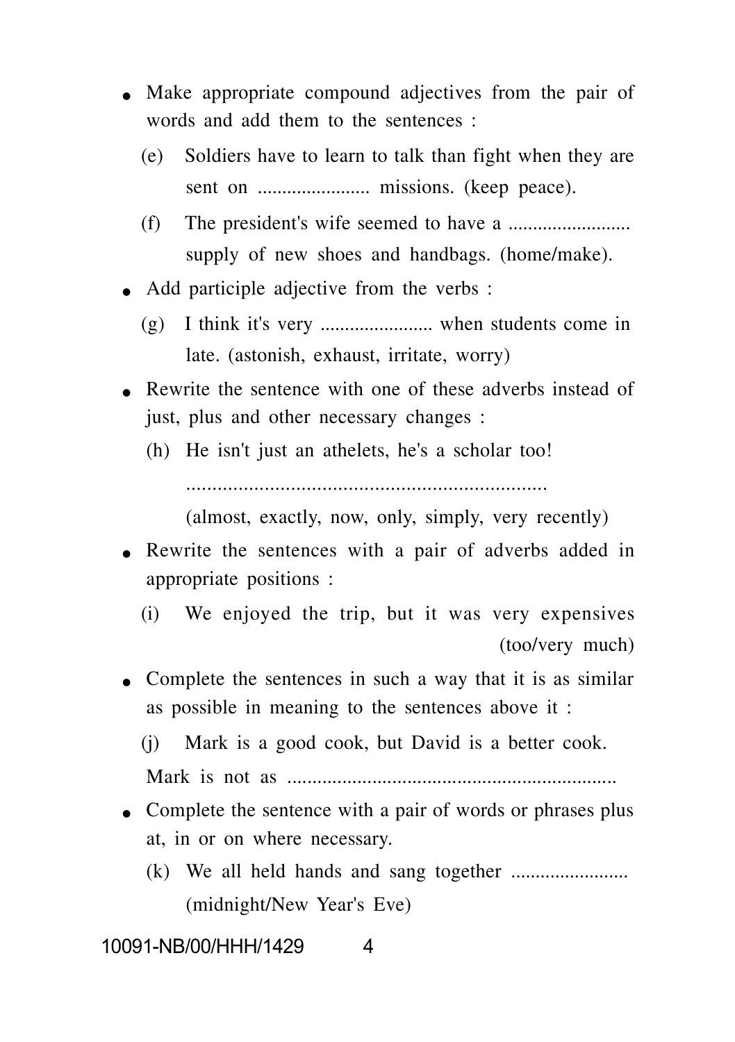- Make appropriate compound adjectives from the pair of words and add them to the sentences :

  (e) Soldiers have to learn to talk than fight when they are sent on ....................... missions. (keep peace).

  (f) The president's wife seemed to have a ......................... supply of new shoes and handbags. (home/make).

- Add participle adjective from the verbs :

  (g) I think it's very ....................... when students come in late. (astonish, exhaust, irritate, worry)

- Rewrite the sentence with one of these adverbs instead of just, plus and other necessary changes :

  (h) He isn't just an athelets, he's a scholar too!

  ......................................................................

  (almost, exactly, now, only, simply, very recently)

- Rewrite the sentences with a pair of adverbs added in appropriate positions :

  (i) We enjoyed the trip, but it was very expensives (too/very much)

- Complete the sentences in such a way that it is as similar as possible in meaning to the sentences above it :

  (j) Mark is a good cook, but David is a better cook.

  Mark is not as ..................................................................

- Complete the sentence with a pair of words or phrases plus at, in or on where necessary.

  (k) We all held hands and sang together ....................... (midnight/New Year's Eve)

10091-NB/00/HHH/1429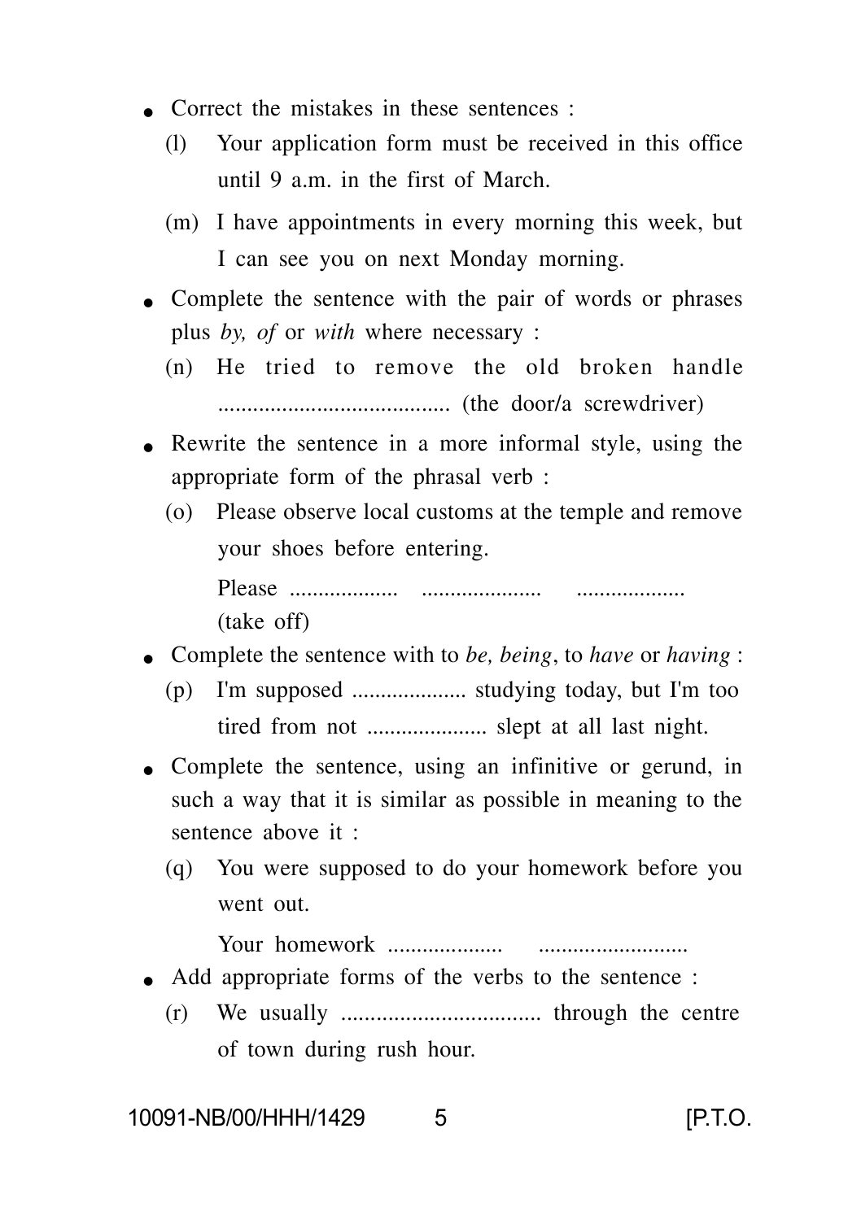- Correct the mistakes in these sentences :

  (l) Your application form must be received in this office until 9 a.m. in the first of March.

  (m) I have appointments in every morning this week, but I can see you on next Monday morning.

- Complete the sentence with the pair of words or phrases plus *by, of* or *with* where necessary :

  (n) He tried to remove the old broken handle ........................................ (the door/a screwdriver)

- Rewrite the sentence in a more informal style, using the appropriate form of the phrasal verb :

  (o) Please observe local customs at the temple and remove your shoes before entering.

  Please .................. .................... ..................
  (take off)

- Complete the sentence with to *be, being*, to *have* or *having* :

  (p) I'm supposed .................... studying today, but I'm too tired from not .................... slept at all last night.

- Complete the sentence, using an infinitive or gerund, in such a way that it is similar as possible in meaning to the sentence above it :

  (q) You were supposed to do your homework before you went out.

  Your homework ................... .........................

- Add appropriate forms of the verbs to the sentence :

  (r) We usually .................................. through the centre of town during rush hour.

10091-NB/00/HHH/1429 [P.T.O.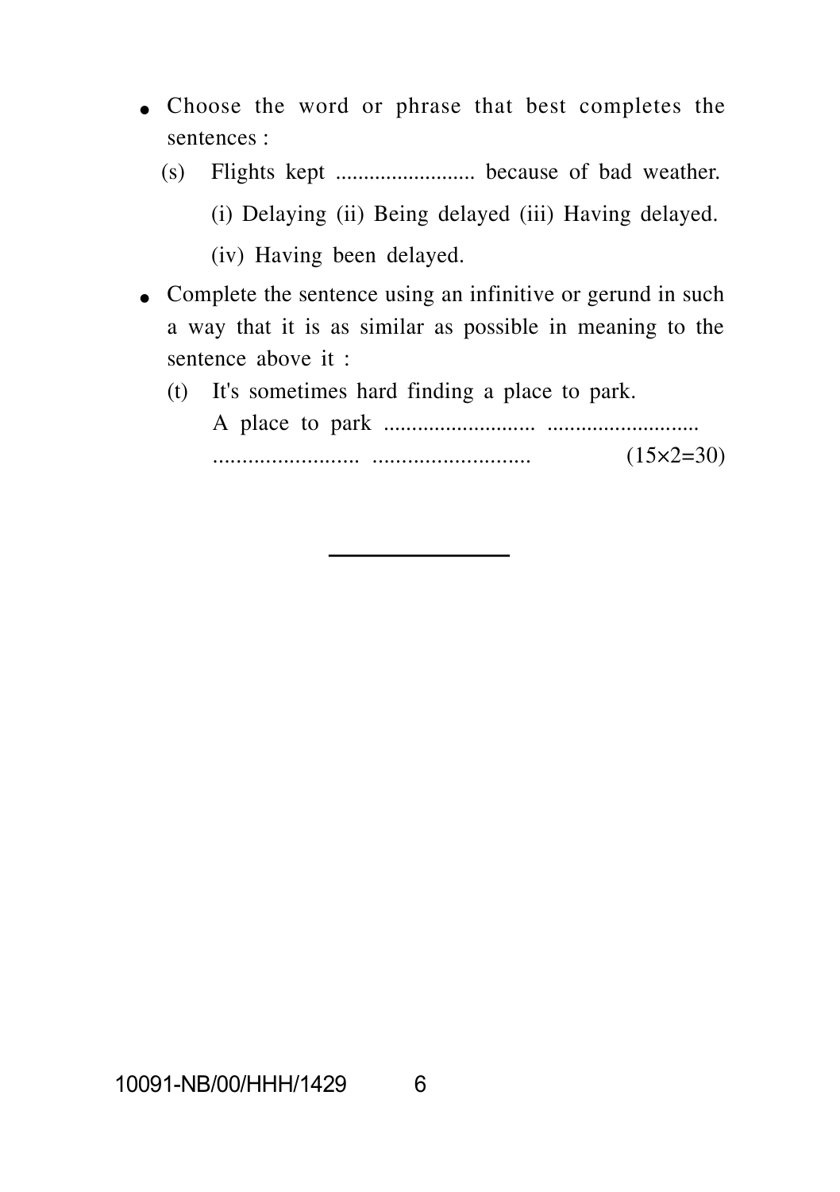- Choose the word or phrase that best completes the sentences :

  (s) Flights kept ........................ because of bad weather.

  (i) Delaying (ii) Being delayed (iii) Having delayed.

  (iv) Having been delayed.

- Complete the sentence using an infinitive or gerund in such a way that it is as similar as possible in meaning to the sentence above it :

  (t) It's sometimes hard finding a place to park.

  A place to park .......................... ..........................

  ........................ ........................... (15×2=30)

---

10091-NB/00/HHH/1429